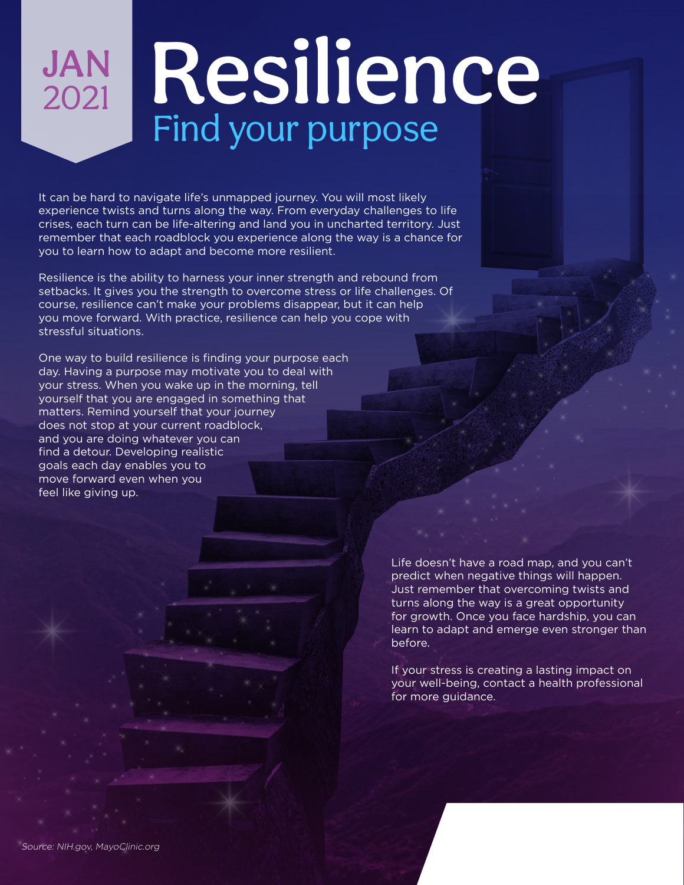JAN 2021

# Resilience

## Find your purpose

It can be hard to navigate life's unmapped journey. You will most likely experience twists and turns along the way. From everyday challenges to life crises, each turn can be life-altering and land you in uncharted territory. Just remember that each roadblock you experience along the way is a chance for you to learn how to adapt and become more resilient.

Resilience is the ability to harness your inner strength and rebound from setbacks. It gives you the strength to overcome stress or life challenges. Of course, resilience can't make your problems disappear, but it can help you move forward. With practice, resilience can help you cope with stressful situations.

One way to build resilience is finding your purpose each day. Having a purpose may motivate you to deal with your stress. When you wake up in the morning, tell yourself that you are engaged in something that matters. Remind yourself that your journey does not stop at your current roadblock, and you are doing whatever you can find a detour. Developing realistic goals each day enables you to move forward even when you feel like giving up.

Life doesn't have a road map, and you can't predict when negative things will happen. Just remember that overcoming twists and turns along the way is a great opportunity for growth. Once you face hardship, you can learn to adapt and emerge even stronger than before.

If your stress is creating a lasting impact on your well-being, contact a health professional for more guidance.

*Source: NIH.gov, MayoClinic.org*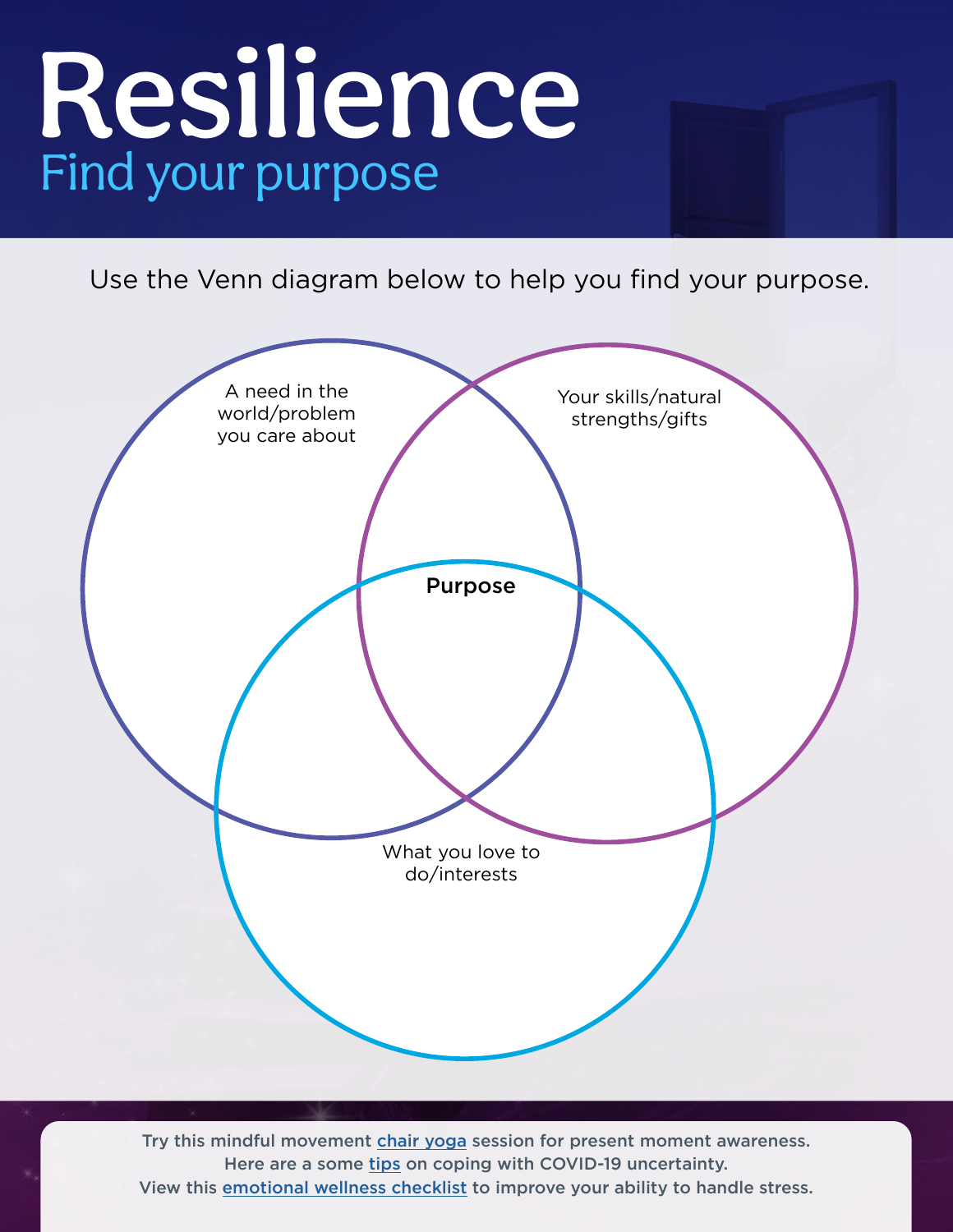# Resilience

## Find your purpose

Use the Venn diagram below to help you find your purpose.

A need in the world/problem you care about

Your skills/natural strengths/gifts

What you love to do/interests

**Purpose**

Try this mindful movement [chair yoga] session for present moment awareness.
Here are a some [tips] on coping with COVID-19 uncertainty.
View this [emotional wellness checklist] to improve your ability to handle stress.